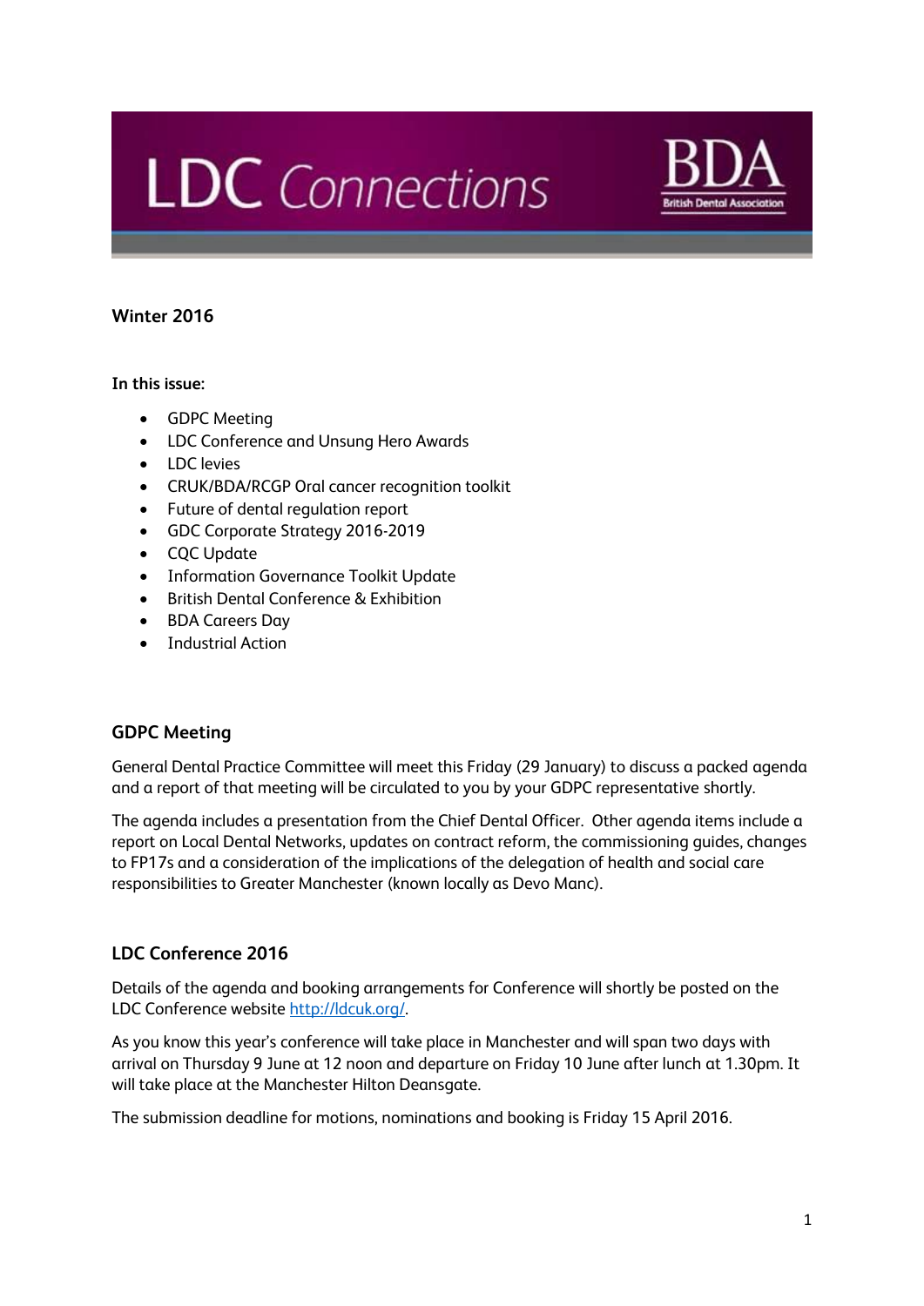# LDC Connections

BDA
British Dental Association

**Winter 2016**

**In this issue:**

- GDPC Meeting
- LDC Conference and Unsung Hero Awards
- LDC levies
- CRUK/BDA/RCGP Oral cancer recognition toolkit
- Future of dental regulation report
- GDC Corporate Strategy 2016-2019
- CQC Update
- Information Governance Toolkit Update
- British Dental Conference & Exhibition
- BDA Careers Day
- Industrial Action

## GDPC Meeting

General Dental Practice Committee will meet this Friday (29 January) to discuss a packed agenda and a report of that meeting will be circulated to you by your GDPC representative shortly.

The agenda includes a presentation from the Chief Dental Officer. Other agenda items include a report on Local Dental Networks, updates on contract reform, the commissioning guides, changes to FP17s and a consideration of the implications of the delegation of health and social care responsibilities to Greater Manchester (known locally as Devo Manc).

## LDC Conference 2016

Details of the agenda and booking arrangements for Conference will shortly be posted on the LDC Conference website http://ldcuk.org/.

As you know this year's conference will take place in Manchester and will span two days with arrival on Thursday 9 June at 12 noon and departure on Friday 10 June after lunch at 1.30pm. It will take place at the Manchester Hilton Deansgate.

The submission deadline for motions, nominations and booking is Friday 15 April 2016.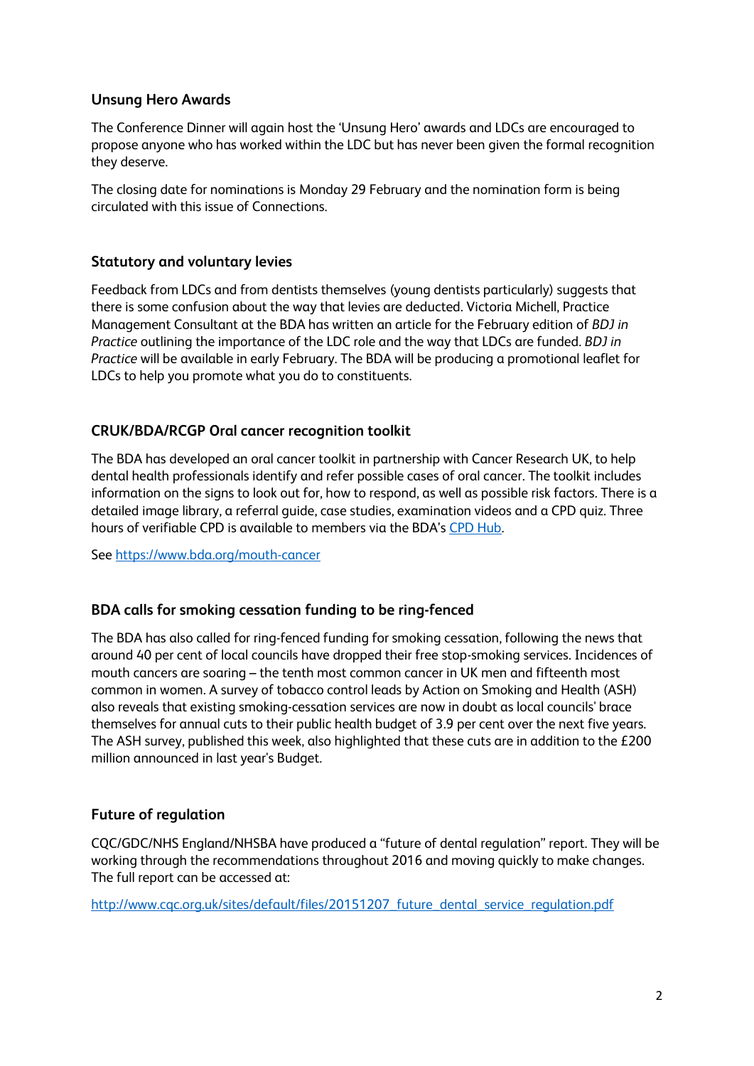### Unsung Hero Awards

The Conference Dinner will again host the 'Unsung Hero' awards and LDCs are encouraged to propose anyone who has worked within the LDC but has never been given the formal recognition they deserve.

The closing date for nominations is Monday 29 February and the nomination form is being circulated with this issue of Connections.

### Statutory and voluntary levies

Feedback from LDCs and from dentists themselves (young dentists particularly) suggests that there is some confusion about the way that levies are deducted. Victoria Michell, Practice Management Consultant at the BDA has written an article for the February edition of *BDJ in Practice* outlining the importance of the LDC role and the way that LDCs are funded. *BDJ in Practice* will be available in early February. The BDA will be producing a promotional leaflet for LDCs to help you promote what you do to constituents.

### CRUK/BDA/RCGP Oral cancer recognition toolkit

The BDA has developed an oral cancer toolkit in partnership with Cancer Research UK, to help dental health professionals identify and refer possible cases of oral cancer. The toolkit includes information on the signs to look out for, how to respond, as well as possible risk factors. There is a detailed image library, a referral guide, case studies, examination videos and a CPD quiz. Three hours of verifiable CPD is available to members via the BDA's CPD Hub.

See https://www.bda.org/mouth-cancer

### BDA calls for smoking cessation funding to be ring-fenced

The BDA has also called for ring-fenced funding for smoking cessation, following the news that around 40 per cent of local councils have dropped their free stop-smoking services. Incidences of mouth cancers are soaring – the tenth most common cancer in UK men and fifteenth most common in women. A survey of tobacco control leads by Action on Smoking and Health (ASH) also reveals that existing smoking-cessation services are now in doubt as local councils' brace themselves for annual cuts to their public health budget of 3.9 per cent over the next five years. The ASH survey, published this week, also highlighted that these cuts are in addition to the £200 million announced in last year's Budget.

### Future of regulation

CQC/GDC/NHS England/NHSBA have produced a "future of dental regulation" report. They will be working through the recommendations throughout 2016 and moving quickly to make changes. The full report can be accessed at:

http://www.cqc.org.uk/sites/default/files/20151207_future_dental_service_regulation.pdf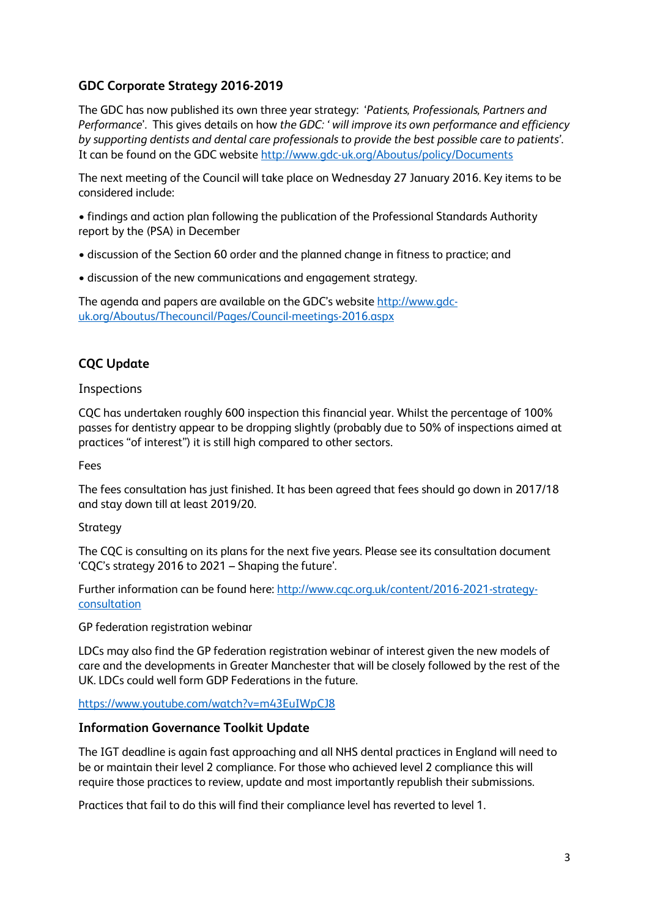## GDC Corporate Strategy 2016-2019

The GDC has now published its own three year strategy: '*Patients, Professionals, Partners and Performance*'. This gives details on how *the GDC: ' will improve its own performance and efficiency by supporting dentists and dental care professionals to provide the best possible care to patients*'. It can be found on the GDC website http://www.gdc-uk.org/Aboutus/policy/Documents

The next meeting of the Council will take place on Wednesday 27 January 2016. Key items to be considered include:

- findings and action plan following the publication of the Professional Standards Authority report by the (PSA) in December
- discussion of the Section 60 order and the planned change in fitness to practice; and
- discussion of the new communications and engagement strategy.

The agenda and papers are available on the GDC's website http://www.gdc-uk.org/Aboutus/Thecouncil/Pages/Council-meetings-2016.aspx

## CQC Update

### Inspections

CQC has undertaken roughly 600 inspection this financial year. Whilst the percentage of 100% passes for dentistry appear to be dropping slightly (probably due to 50% of inspections aimed at practices "of interest") it is still high compared to other sectors.

### Fees

The fees consultation has just finished. It has been agreed that fees should go down in 2017/18 and stay down till at least 2019/20.

### Strategy

The CQC is consulting on its plans for the next five years. Please see its consultation document 'CQC's strategy 2016 to 2021 – Shaping the future'.

Further information can be found here: http://www.cqc.org.uk/content/2016-2021-strategy-consultation

### GP federation registration webinar

LDCs may also find the GP federation registration webinar of interest given the new models of care and the developments in Greater Manchester that will be closely followed by the rest of the UK. LDCs could well form GDP Federations in the future.

https://www.youtube.com/watch?v=m43EuIWpCJ8

## Information Governance Toolkit Update

The IGT deadline is again fast approaching and all NHS dental practices in England will need to be or maintain their level 2 compliance. For those who achieved level 2 compliance this will require those practices to review, update and most importantly republish their submissions.

Practices that fail to do this will find their compliance level has reverted to level 1.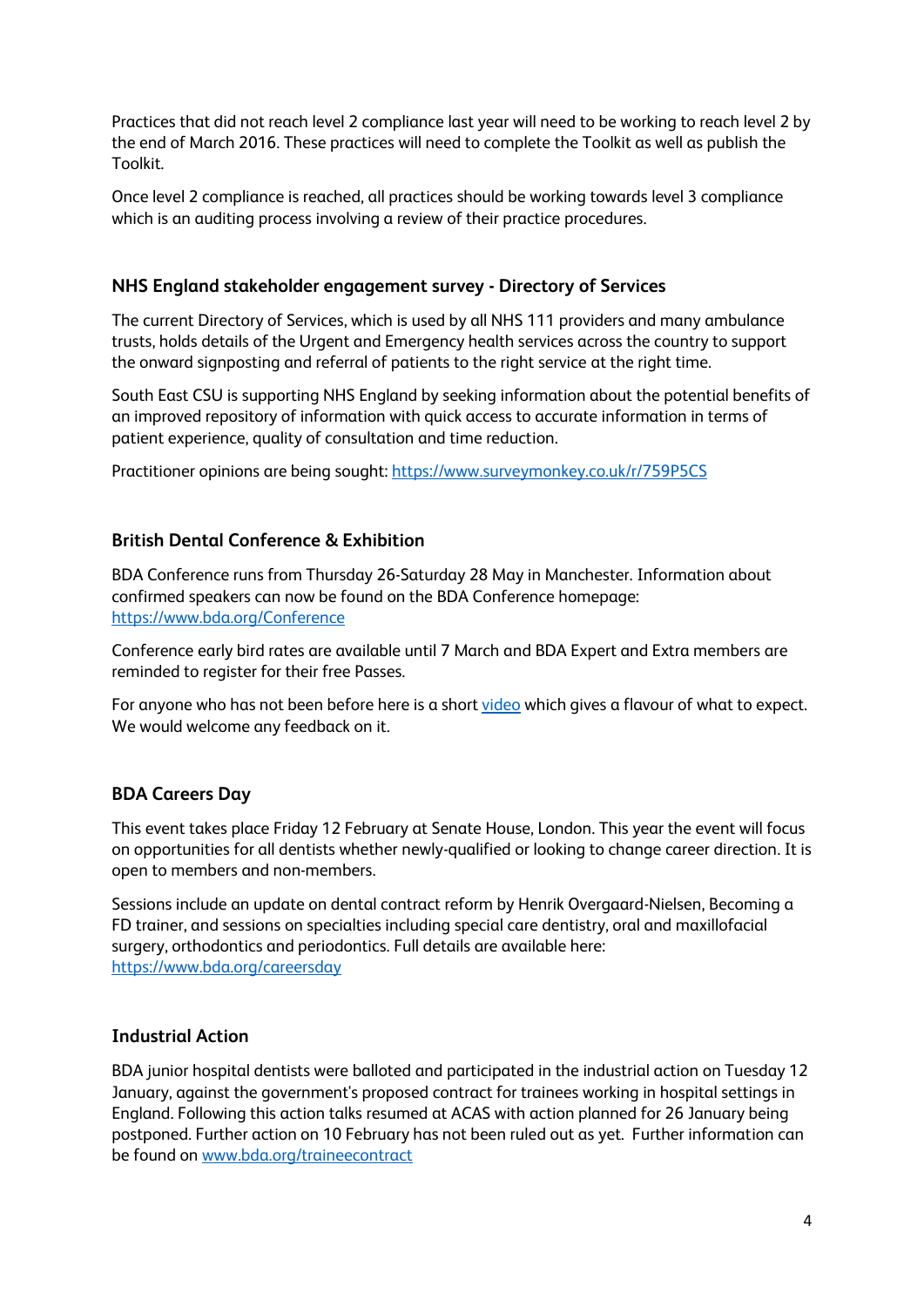Practices that did not reach level 2 compliance last year will need to be working to reach level 2 by the end of March 2016. These practices will need to complete the Toolkit as well as publish the Toolkit.

Once level 2 compliance is reached, all practices should be working towards level 3 compliance which is an auditing process involving a review of their practice procedures.

### NHS England stakeholder engagement survey - Directory of Services

The current Directory of Services, which is used by all NHS 111 providers and many ambulance trusts, holds details of the Urgent and Emergency health services across the country to support the onward signposting and referral of patients to the right service at the right time.

South East CSU is supporting NHS England by seeking information about the potential benefits of an improved repository of information with quick access to accurate information in terms of patient experience, quality of consultation and time reduction.

Practitioner opinions are being sought: [https://www.surveymonkey.co.uk/r/759P5CS](https://www.surveymonkey.co.uk/r/759P5CS)

### British Dental Conference & Exhibition

BDA Conference runs from Thursday 26-Saturday 28 May in Manchester. Information about confirmed speakers can now be found on the BDA Conference homepage: [https://www.bda.org/Conference](https://www.bda.org/Conference)

Conference early bird rates are available until 7 March and BDA Expert and Extra members are reminded to register for their free Passes.

For anyone who has not been before here is a short video which gives a flavour of what to expect. We would welcome any feedback on it.

### BDA Careers Day

This event takes place Friday 12 February at Senate House, London. This year the event will focus on opportunities for all dentists whether newly-qualified or looking to change career direction. It is open to members and non-members.

Sessions include an update on dental contract reform by Henrik Overgaard-Nielsen, Becoming a FD trainer, and sessions on specialties including special care dentistry, oral and maxillofacial surgery, orthodontics and periodontics. Full details are available here: [https://www.bda.org/careersday](https://www.bda.org/careersday)

### Industrial Action

BDA junior hospital dentists were balloted and participated in the industrial action on Tuesday 12 January, against the government's proposed contract for trainees working in hospital settings in England. Following this action talks resumed at ACAS with action planned for 26 January being postponed. Further action on 10 February has not been ruled out as yet. Further information can be found on [www.bda.org/traineecontract](http://www.bda.org/traineecontract)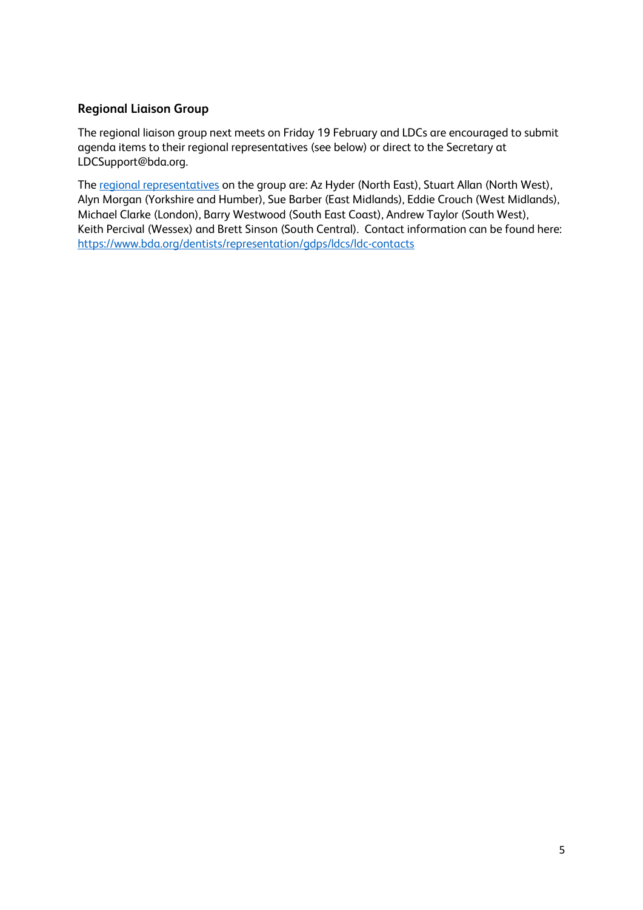### Regional Liaison Group

The regional liaison group next meets on Friday 19 February and LDCs are encouraged to submit agenda items to their regional representatives (see below) or direct to the Secretary at LDCSupport@bda.org.

The regional representatives on the group are: Az Hyder (North East), Stuart Allan (North West), Alyn Morgan (Yorkshire and Humber), Sue Barber (East Midlands), Eddie Crouch (West Midlands), Michael Clarke (London), Barry Westwood (South East Coast), Andrew Taylor (South West), Keith Percival (Wessex) and Brett Sinson (South Central). Contact information can be found here: https://www.bda.org/dentists/representation/gdps/ldcs/ldc-contacts